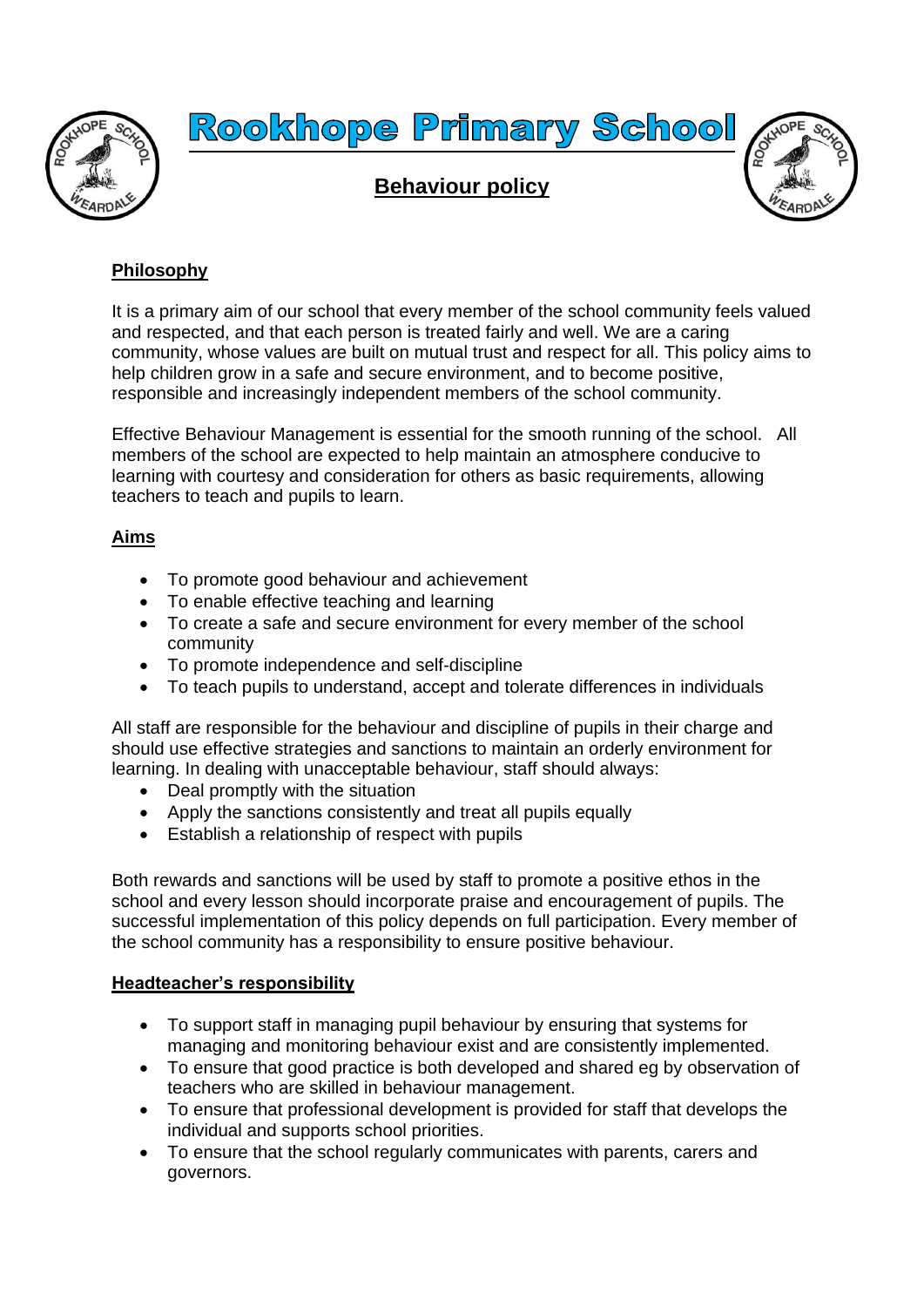# Rookhope Primary School

## Behaviour policy

### Philosophy

It is a primary aim of our school that every member of the school community feels valued and respected, and that each person is treated fairly and well. We are a caring community, whose values are built on mutual trust and respect for all. This policy aims to help children grow in a safe and secure environment, and to become positive, responsible and increasingly independent members of the school community.

Effective Behaviour Management is essential for the smooth running of the school. All members of the school are expected to help maintain an atmosphere conducive to learning with courtesy and consideration for others as basic requirements, allowing teachers to teach and pupils to learn.

### Aims

- To promote good behaviour and achievement
- To enable effective teaching and learning
- To create a safe and secure environment for every member of the school community
- To promote independence and self-discipline
- To teach pupils to understand, accept and tolerate differences in individuals

All staff are responsible for the behaviour and discipline of pupils in their charge and should use effective strategies and sanctions to maintain an orderly environment for learning. In dealing with unacceptable behaviour, staff should always:

- Deal promptly with the situation
- Apply the sanctions consistently and treat all pupils equally
- Establish a relationship of respect with pupils

Both rewards and sanctions will be used by staff to promote a positive ethos in the school and every lesson should incorporate praise and encouragement of pupils. The successful implementation of this policy depends on full participation. Every member of the school community has a responsibility to ensure positive behaviour.

### Headteacher's responsibility

- To support staff in managing pupil behaviour by ensuring that systems for managing and monitoring behaviour exist and are consistently implemented.
- To ensure that good practice is both developed and shared eg by observation of teachers who are skilled in behaviour management.
- To ensure that professional development is provided for staff that develops the individual and supports school priorities.
- To ensure that the school regularly communicates with parents, carers and governors.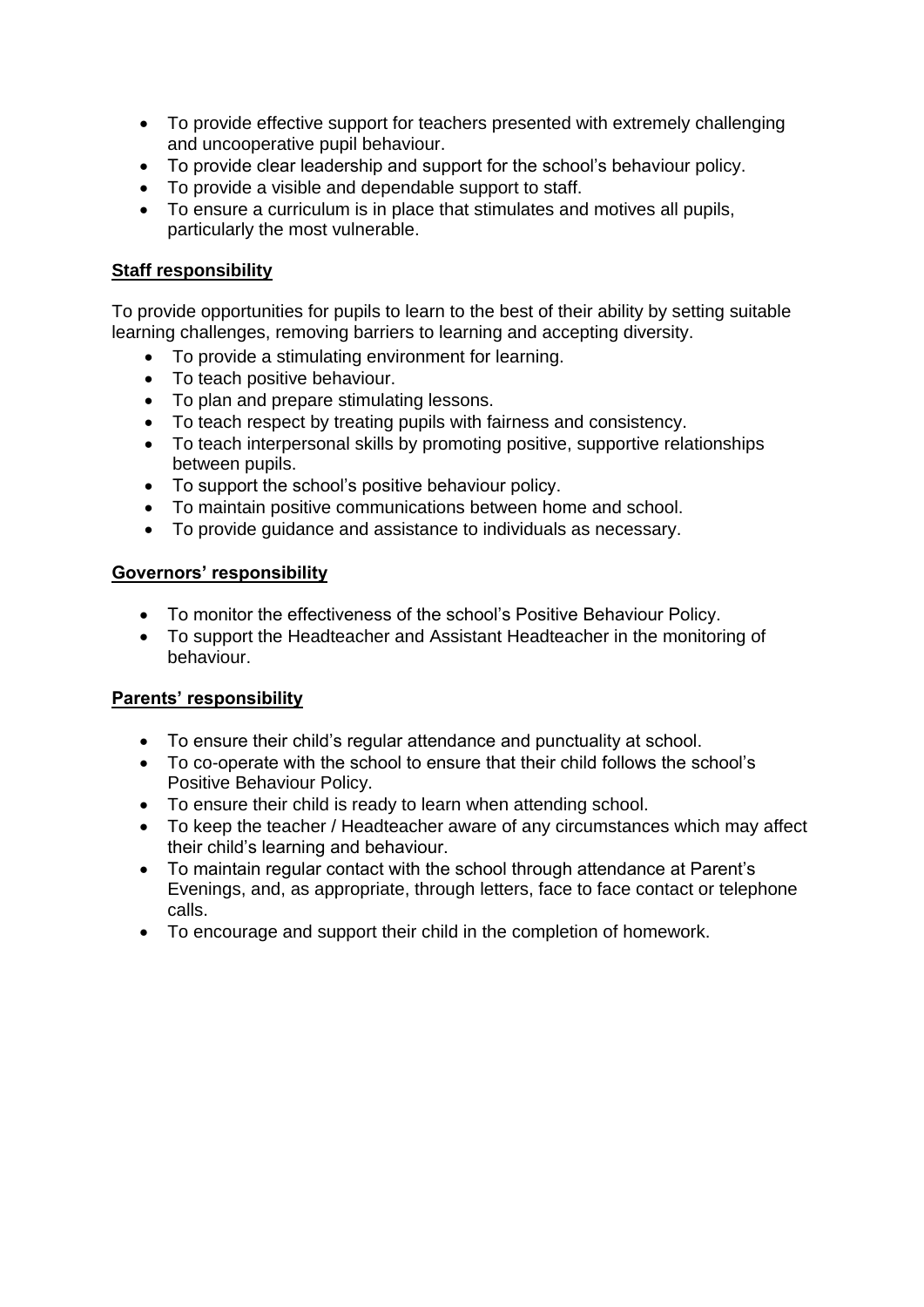- To provide effective support for teachers presented with extremely challenging and uncooperative pupil behaviour.
- To provide clear leadership and support for the school's behaviour policy.
- To provide a visible and dependable support to staff.
- To ensure a curriculum is in place that stimulates and motives all pupils, particularly the most vulnerable.

**Staff responsibility**

To provide opportunities for pupils to learn to the best of their ability by setting suitable learning challenges, removing barriers to learning and accepting diversity.

- To provide a stimulating environment for learning.
- To teach positive behaviour.
- To plan and prepare stimulating lessons.
- To teach respect by treating pupils with fairness and consistency.
- To teach interpersonal skills by promoting positive, supportive relationships between pupils.
- To support the school's positive behaviour policy.
- To maintain positive communications between home and school.
- To provide guidance and assistance to individuals as necessary.

**Governors' responsibility**

- To monitor the effectiveness of the school's Positive Behaviour Policy.
- To support the Headteacher and Assistant Headteacher in the monitoring of behaviour.

**Parents' responsibility**

- To ensure their child's regular attendance and punctuality at school.
- To co-operate with the school to ensure that their child follows the school's Positive Behaviour Policy.
- To ensure their child is ready to learn when attending school.
- To keep the teacher / Headteacher aware of any circumstances which may affect their child's learning and behaviour.
- To maintain regular contact with the school through attendance at Parent's Evenings, and, as appropriate, through letters, face to face contact or telephone calls.
- To encourage and support their child in the completion of homework.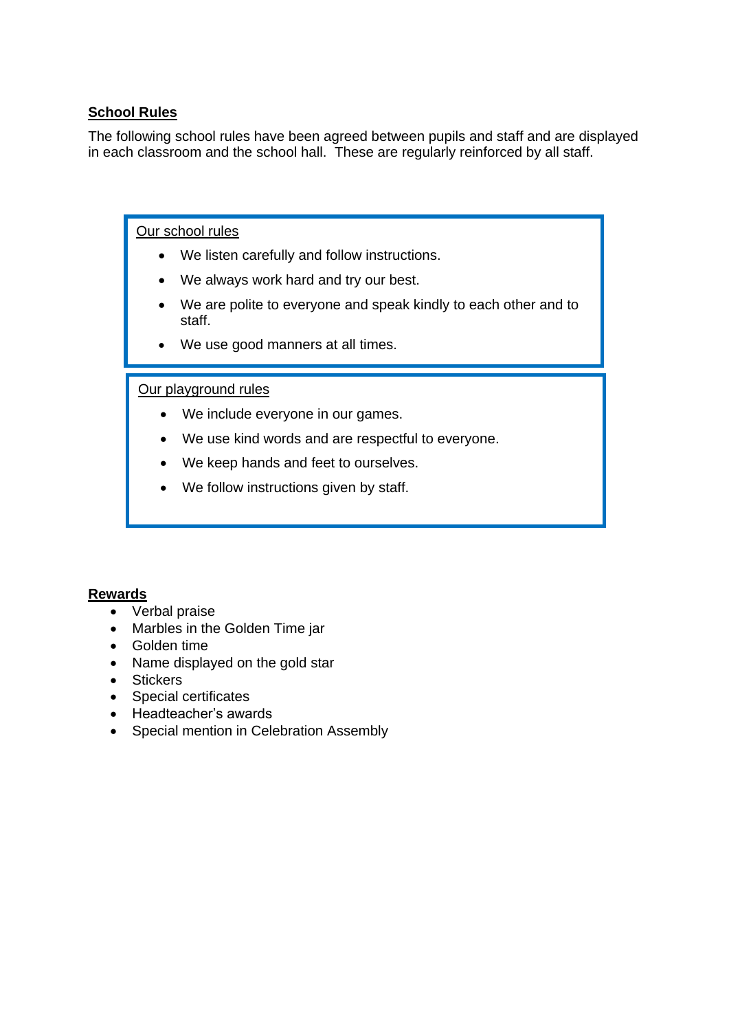## School Rules

The following school rules have been agreed between pupils and staff and are displayed in each classroom and the school hall. These are regularly reinforced by all staff.

### Our school rules

- We listen carefully and follow instructions.
- We always work hard and try our best.
- We are polite to everyone and speak kindly to each other and to staff.
- We use good manners at all times.

### Our playground rules

- We include everyone in our games.
- We use kind words and are respectful to everyone.
- We keep hands and feet to ourselves.
- We follow instructions given by staff.

## Rewards

- Verbal praise
- Marbles in the Golden Time jar
- Golden time
- Name displayed on the gold star
- Stickers
- Special certificates
- Headteacher's awards
- Special mention in Celebration Assembly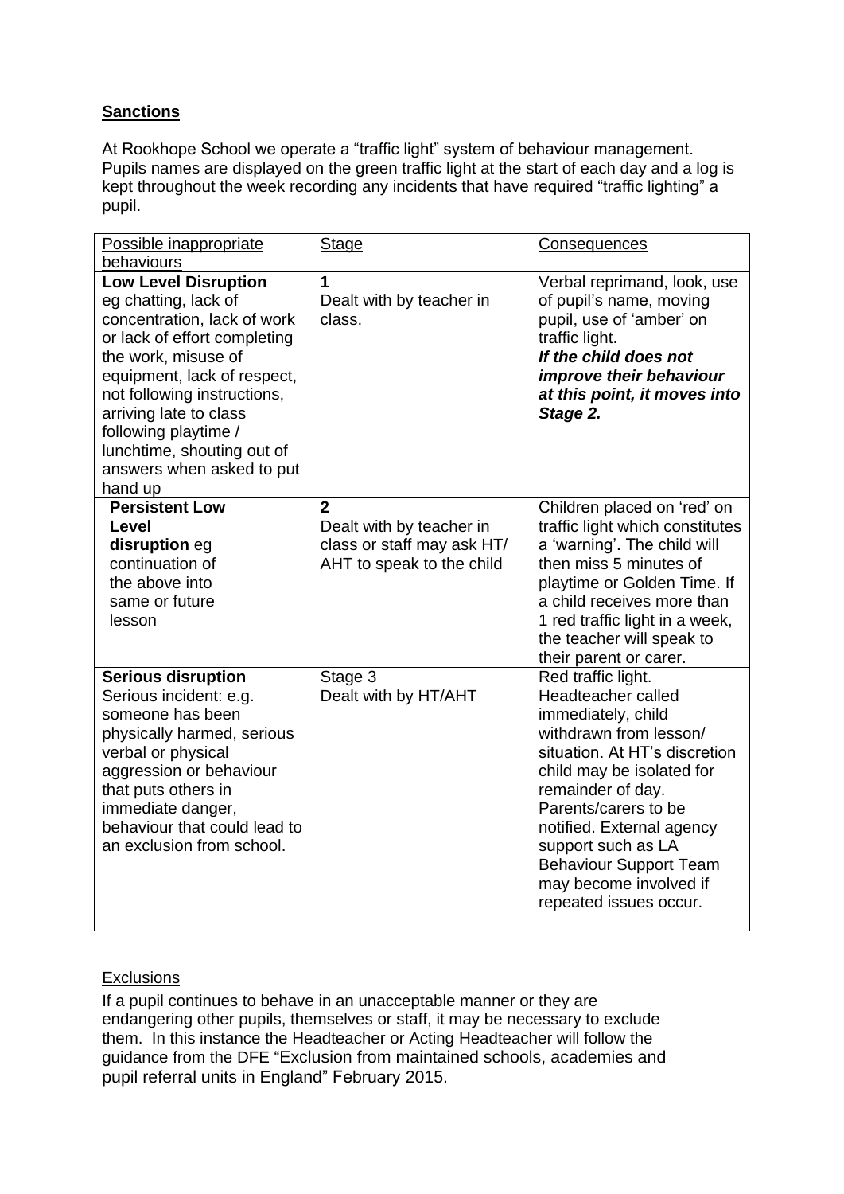**Sanctions**

At Rookhope School we operate a "traffic light" system of behaviour management. Pupils names are displayed on the green traffic light at the start of each day and a log is kept throughout the week recording any incidents that have required "traffic lighting" a pupil.

| Possible inappropriate behaviours | Stage | Consequences |
|---|---|---|
| **Low Level Disruption** eg chatting, lack of concentration, lack of work or lack of effort completing the work, misuse of equipment, lack of respect, not following instructions, arriving late to class following playtime / lunchtime, shouting out of answers when asked to put hand up | **1** Dealt with by teacher in class. | Verbal reprimand, look, use of pupil's name, moving pupil, use of 'amber' on traffic light. ***If the child does not improve their behaviour at this point, it moves into Stage 2.*** |
| **Persistent Low Level disruption** eg continuation of the above into same or future lesson | **2** Dealt with by teacher in class or staff may ask HT/ AHT to speak to the child | Children placed on 'red' on traffic light which constitutes a 'warning'. The child will then miss 5 minutes of playtime or Golden Time. If a child receives more than 1 red traffic light in a week, the teacher will speak to their parent or carer. |
| **Serious disruption** Serious incident: e.g. someone has been physically harmed, serious verbal or physical aggression or behaviour that puts others in immediate danger, behaviour that could lead to an exclusion from school. | Stage 3 Dealt with by HT/AHT | Red traffic light. Headteacher called immediately, child withdrawn from lesson/ situation. At HT's discretion child may be isolated for remainder of day. Parents/carers to be notified. External agency support such as LA Behaviour Support Team may become involved if repeated issues occur. |

Exclusions

If a pupil continues to behave in an unacceptable manner or they are endangering other pupils, themselves or staff, it may be necessary to exclude them. In this instance the Headteacher or Acting Headteacher will follow the guidance from the DFE "Exclusion from maintained schools, academies and pupil referral units in England" February 2015.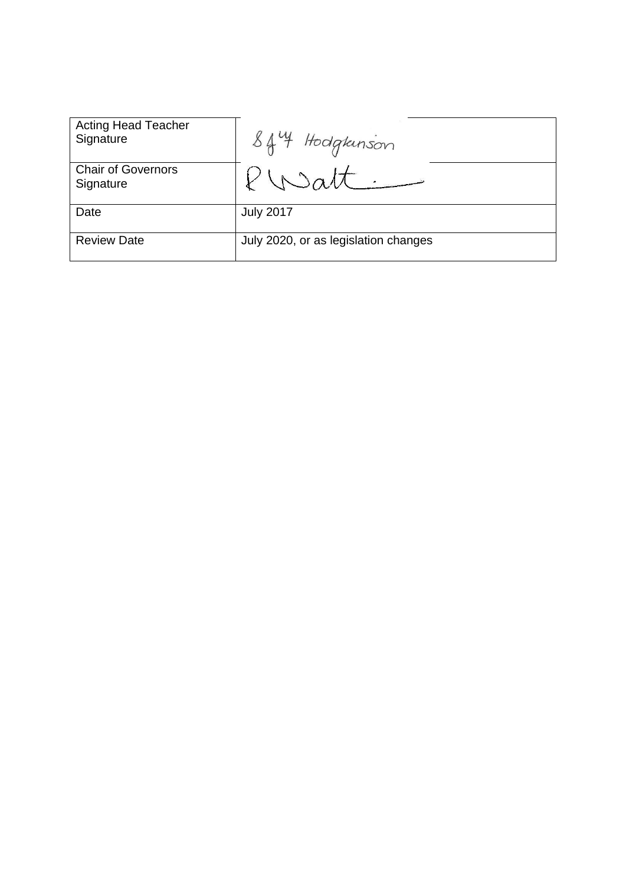| | |
|---|---|
| Acting Head Teacher Signature | S J Hodgkinson |
| Chair of Governors Signature | P Walt |
| Date | July 2017 |
| Review Date | July 2020, or as legislation changes |